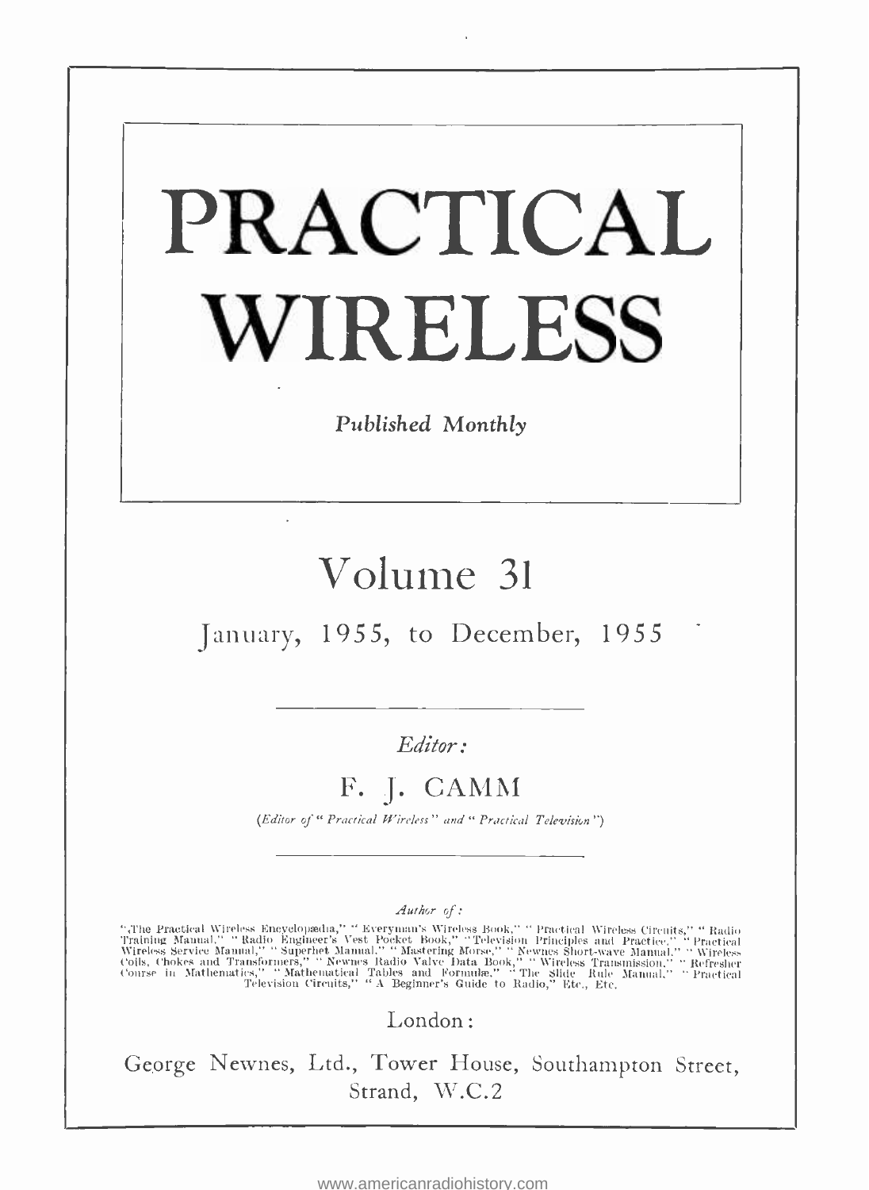# PRACTICAL WIRELESS

*Published Monthly*

## Volume 31

January, 1955, to December, 1955

*Editor:*

### F. J. CAMM

(*Editor of "Practical Wireless" and "Practical Television"*)

*Author of:*

"The Practical Wireless Encyclopædia," "Everyman's Wireless Book," "Practical Wireless Circuits," "Radio Training Manual," "Radio Engineer's Vest Pocket Book," "Television Principles and Practice," "Practical Wireless Service Manual," "Superhet Manual," "Mastering Morse," "Newnes Short-wave Manual," "Wireless Coils, Chokes and Transformers," "Newnes Radio Valve Data Book," "Wireless Transmission," "Refresher Course in Mathematics," "Mathematical Tables and Formulæ," "The Slide Rule Manual," "Practical Television Circuits," "A Beginner's Guide to Radio," Etc., Etc.

London:

George Newnes, Ltd., Tower House, Southampton Street, Strand, W.C.2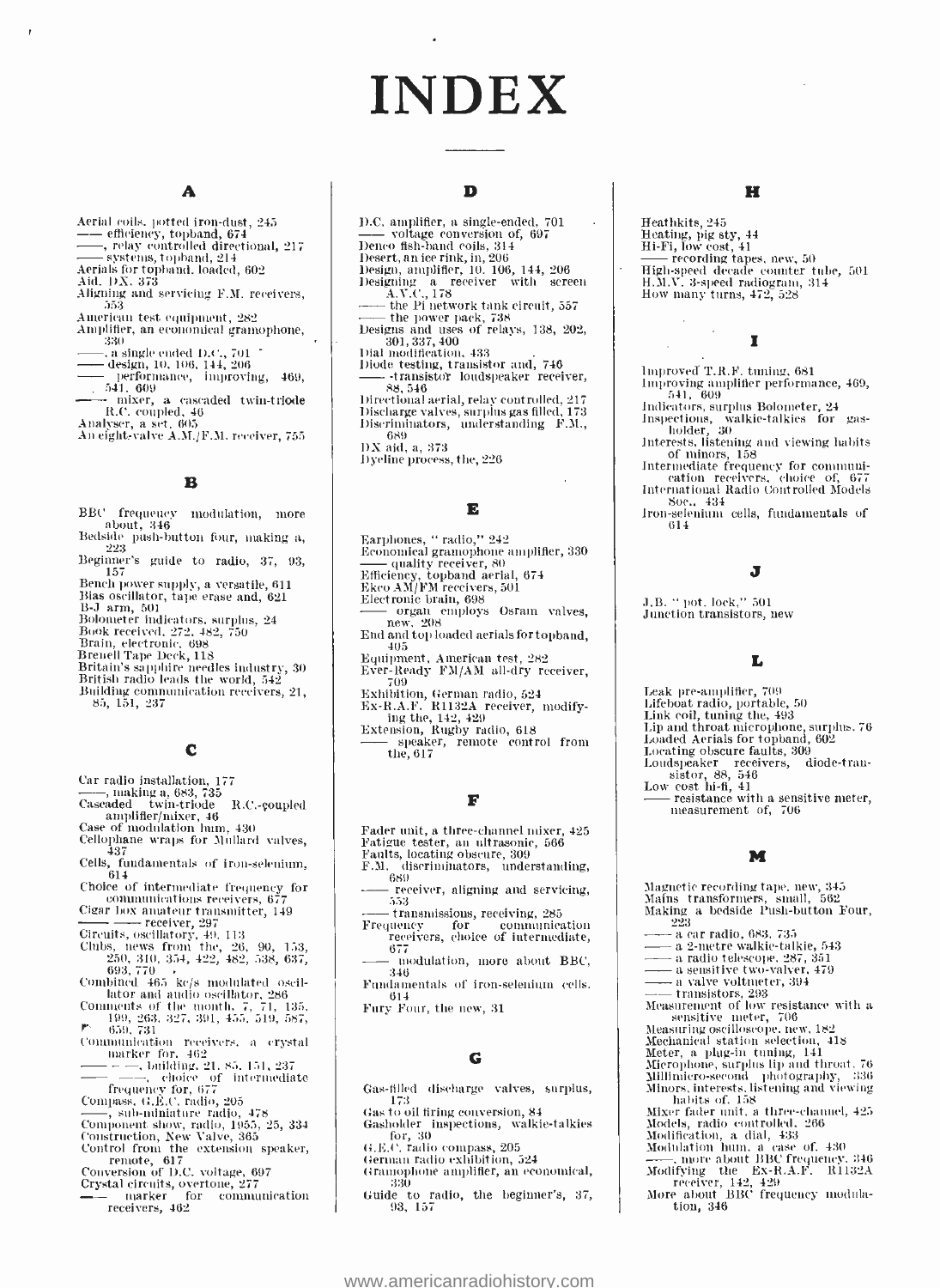# INDEX

## A

Aerial coils, potted iron-dust, 245
—— efficiency, topband, 674
——, relay controlled directional, 217
—— systems, topband, 214
Aerials for topband, loaded, 602
Aid, DX, 373
Aligning and servicing F.M. receivers, 553
American test equipment, 282
Amplifier, an economical gramophone, 330
——, a single ended D.C., 701
—— design, 10, 106, 144, 206
—— performance, improving, 469, 541, 609
—— mixer, a cascaded twin-triode R.C. coupled, 46
Analyser, a set, 605
An eight-valve A.M./F.M. receiver, 755

## B

BBC frequency modulation, more about, 346
Bedside push-button four, making a, 223
Beginner's guide to radio, 37, 93, 157
Bench power supply, a versatile, 611
Bias oscillator, tape erase and, 621
B-J arm, 501
Bolometer indicators, surplus, 24
Book received, 272, 482, 750
Brain, electronic, 698
Brenell Tape Deck, 118
Britain's sapphire needles industry, 30
British radio leads the world, 542
Building communication receivers, 21, 85, 151, 237

## C

Car radio installation, 177
——, making a, 683, 735
Cascaded twin-triode R.C.-coupled amplifier/mixer, 46
Case of modulation hum, 430
Cellophane wraps for Mullard valves, 437
Cells, fundamentals of iron-selenium, 614
Choice of intermediate frequency for communications receivers, 677
Cigar box amateur transmitter, 149
—— —— receiver, 297
Circuits, oscillatory, 49, 113
Clubs, news from the, 26, 90, 153, 250, 310, 354, 422, 482, 538, 637, 693, 770
Combined 465 kc/s modulated oscillator and audio oscillator, 286
Comments of the month, 7, 71, 135, 199, 263, 327, 391, 455, 519, 587, 659, 731
Communication receivers, a crystal marker for, 462
—— ——, building, 21, 85, 151, 237
—— ——, choice of intermediate frequency for, 677
Compass, G.E.C. radio, 205
——, sub-miniature radio, 478
Component show, radio, 1955, 25, 334
Construction, New Valve, 365
Control from the extension speaker, remote, 617
Conversion of D.C. voltage, 697
Crystal circuits, overtone, 277
—— marker for communication receivers, 462

## D

D.C. amplifier, a single-ended, 701
—— voltage conversion of, 697
Denco fish-band coils, 314
Desert, an ice rink, in, 206
Design, amplifier, 10, 106, 144, 206
Designing a receiver with screen A.V.C., 178
—— the Pi network tank circuit, 557
—— the power pack, 738
Designs and uses of relays, 138, 202, 301, 337, 400
Dial modification, 433
Diode testing, transistor and, 746
—— -transistor loudspeaker receiver, 88, 546
Directional aerial, relay controlled, 217
Discharge valves, surplus gas filled, 173
Discriminators, understanding F.M., 689
DX aid, a, 373
Dyeline process, the, 226

## E

Earphones, "radio," 242
Economical gramophone amplifier, 330
—— quality receiver, 80
Efficiency, topband aerial, 674
Ekco AM/FM receivers, 501
Electronic brain, 698
—— organ employs Osram valves, new, 208
End and top loaded aerials for topband, 405
Equipment, American test, 282
Ever-Ready FM/AM all-dry receiver, 709
Exhibition, German radio, 524
Ex-R.A.F. R1132A receiver, modifying the, 142, 429
Extension, Rugby radio, 618
—— speaker, remote control from the, 617

## F

Fader unit, a three-channel mixer, 425
Fatigue tester, an ultrasonic, 566
Faults, locating obscure, 309
F.M. discriminators, understanding, 689
—— receiver, aligning and servicing, 553
—— transmissions, receiving, 285
Frequency for communication receivers, choice of intermediate, 677
—— modulation, more about BBC, 346
Fundamentals of iron-selenium cells, 614
Fury Four, the new, 31

## G

Gas-filled discharge valves, surplus, 173
Gas to oil firing conversion, 84
Gasholder inspections, walkie-talkies for, 30
G.E.C. radio compass, 205
German radio exhibition, 524
Gramophone amplifier, an economical, 330
Guide to radio, the beginner's, 37, 93, 157

## H

Heathkits, 245
Heating, pig sty, 44
Hi-Fi, low cost, 41
—— recording tapes, new, 50
High-speed decade counter tube, 501
H.M.V. 3-speed radiogram, 314
How many turns, 472, 528

## I

Improved T.R.F. tuning, 681
Improving amplifier performance, 469, 541, 609
Indicators, surplus Bolometer, 24
Inspections, walkie-talkies for gasholder, 30
Interests, listening and viewing habits of minors, 158
Intermediate frequency for communication receivers, choice of, 677
International Radio Controlled Models Soc., 434
Iron-selenium cells, fundamentals of 614

## J

J.B. "pot. lock," 501
Junction transistors, new

## L

Leak pre-amplifier, 709
Lifeboat radio, portable, 50
Link coil, tuning the, 493
Lip and throat microphone, surplus, 76
Loaded Aerials for topband, 602
Locating obscure faults, 309
Loudspeaker receivers, diode-transistor, 88, 546
Low cost hi-fi, 41
—— resistance with a sensitive meter, measurement of, 706

## M

Magnetic recording tape, new, 345
Mains transformers, small, 562
Making a bedside Push-button Four, 223
—— a car radio, 683, 735
—— a 2-metre walkie-talkie, 543
—— a radio telescope, 287, 351
—— a sensitive two-valver, 479
—— a valve voltmeter, 394
—— transistors, 293
Measurement of low resistance with a sensitive meter, 706
Measuring oscilloscope, new, 182
Mechanical station selection, 418
Meter, a plug-in tuning, 141
Microphone, surplus lip and throat, 76
Millimicro-second photography, 336
Minors, interests, listening and viewing habits of, 158
Mixer fader unit, a three-channel, 425
Models, radio controlled, 266
Modification, a dial, 433
Modulation hum, a case of, 430
——, more about BBC frequency, 346
Modifying the Ex-R.A.F. R1132A receiver, 142, 429
More about BBC frequency modulation, 346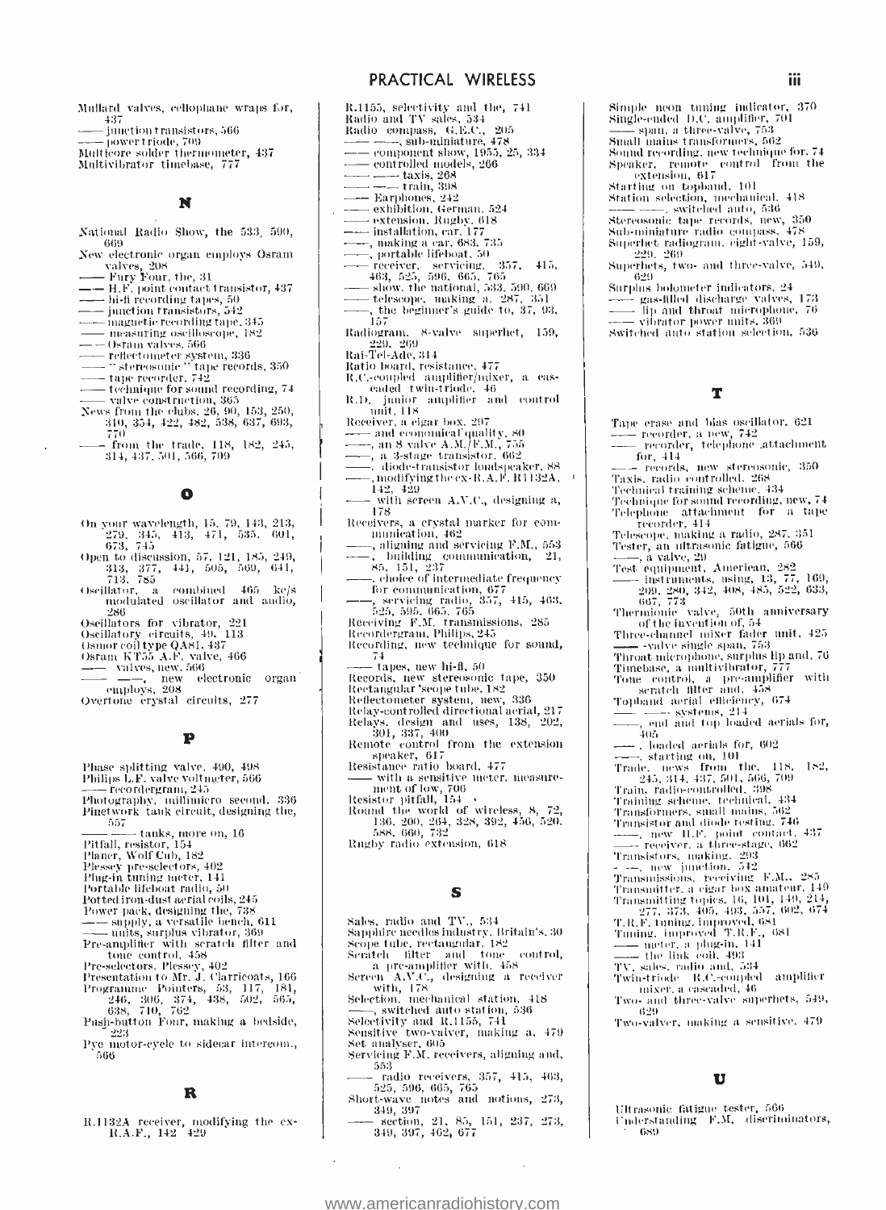Mullard valves, cellophane wraps for, 437
—— junction transistors, 566
—— power triode, 709
Multicore solder thermometer, 437
Multivibrator timebase, 777

## N

National Radio Show, the 533, 590, 669
New electronic organ employs Osram valves, 208
—— Fury Four, the, 31
—— H.F. point contact transistor, 437
—— hi-fi recording tapes, 50
—— junction transistors, 542
—— magnetic recording tape, 345
—— measuring oscilloscope, 182
—— Osram valves, 566
—— reflectometer system, 336
—— "stereosonic" tape records, 350
—— tape recorder, 742
—— technique for sound recording, 74
—— valve construction, 365
News from the clubs, 26, 90, 153, 250, 310, 354, 422, 482, 538, 637, 693, 770
—— from the trade, 118, 182, 245, 314, 437, 501, 566, 709

## O

On your wavelength, 15, 79, 143, 213, 279, 345, 413, 471, 535, 601, 673, 745
Open to discussion, 57, 121, 185, 249, 313, 377, 441, 505, 569, 641, 713, 785
Oscillator, a combined 465 kc/s modulated oscillator and audio, 286
Oscillators for vibrator, 221
Oscillatory circuits, 49, 113
Osmor coil type QA81, 437
Osram KT55 A.F. valve, 466
—— valves, new, 566
—— ——, new electronic organ employs, 208
Overtone crystal circuits, 277

## P

Phase splitting valve, 490, 498
Philips L.F. valve voltmeter, 566
—— recordergram, 245
Photography, millimicro second, 336
Pinetwork tank circuit, designing the, 557
—— —— tanks, more on, 16
Pitfall, resistor, 154
Planer, Wolf Cub, 182
Plessey pre-selectors, 402
Plug-in tuning meter, 141
Portable lifeboat radio, 50
Potted iron-dust aerial coils, 245
Power pack, designing the, 738
—— supply, a versatile bench, 611
—— units, surplus vibrator, 369
Pre-amplifier with scratch filter and tone control, 458
Pre-selectors, Plessey, 402
Presentation to Mr. J. Clarricoats, 166
Programme Pointers, 53, 117, 181, 246, 306, 374, 438, 502, 565, 638, 710, 762
Push-button Four, making a bedside, 223
Pye motor-cycle to sidecar intercom., 566

## R

R.1132A receiver, modifying the ex-R.A.F., 142 429
R.1155, selectivity and the, 741
Radio and TV sales, 534
Radio compass, G.E.C., 205
—— ——, sub-miniature, 478
—— component show, 1955, 25, 334
—— controlled models, 266
—— —— taxis, 268
—— —— train, 398
—— Earphones, 242
—— exhibition, German, 524
—— extension, Rugby, 618
—— installation, car, 177
——, making a car, 683, 735
——, portable lifeboat, 50
—— receiver, servicing, 357, 415, 463, 525, 596, 665, 765
—— show, the national, 533, 590, 669
—— telescope, making a, 287, 351
——, the beginner's guide to, 37, 93, 157
Radiogram, 8-valve superhet, 159, 229, 269
Rai-Tel-Ade, 314
Ratio board, resistance, 477
R.C.-coupled amplifier/mixer, a cascaded twin-triode, 46
R.D. junior amplifier and control unit, 118
Receiver, a cigar box, 297
—— and economical quality, 80
——, an 8 valve A.M./F.M., 755
——, a 3-stage transistor, 662
——, diode-transistor loudspeaker, 88
——, modifying the ex-R.A.F. R1132A, 142, 429
—— with screen A.V.C., designing a, 178
Receivers, a crystal marker for communication, 462
——, aligning and servicing F.M., 553
——, building communication, 21, 85, 151, 237
——, choice of intermediate frequency for communication, 677
——, servicing radio, 357, 415, 463, 525, 595, 665, 765
Receiving F.M. transmissions, 285
Recordergram, Philips, 245
Recording, new technique for sound, 74
—— tapes, new hi-fi, 50
Records, new stereosonic tape, 350
Rectangular 'scope tube, 182
Reflectometer system, new, 336
Relay-controlled directional aerial, 217
Relays, design and uses, 138, 202, 301, 337, 400
Remote control from the extension speaker, 617
Resistance ratio board, 477
—— with a sensitive meter, measurement of low, 706
Resistor pitfall, 154
Round the world of wireless, 8, 72, 136, 200, 264, 328, 392, 456, 520, 588, 660, 732
Rugby radio extension, 618

## S

Sales, radio and TV., 534
Sapphire needles industry, Britain's, 30
Scope tube, rectangular, 182
Scratch filter and tone control, a pre-amplifier with, 458
Screen A.V.C., designing a receiver with, 178
Selection, mechanical station, 418
——, switched auto station, 536
Selectivity and R.1155, 741
Sensitive two-valver, making a, 479
Set analyser, 605
Servicing F.M. receivers, aligning and, 553
—— radio receivers, 357, 415, 463, 525, 596, 665, 765
Short-wave notes and notions, 273, 349, 397
—— section, 21, 85, 151, 237, 273, 349, 397, 462, 677
Simple neon tuning indicator, 370
Single-ended D.C. amplifier, 701
—— span, a three-valve, 753
Small mains transformers, 562
Sound recording, new technique for, 74
Speaker, remote control from the extension, 617
Starting on topband, 101
Station selection, mechanical, 418
—— ——, switched auto, 536
Stereosonic tape records, new, 350
Sub-miniature radio compass, 478
Superhet radiogram, eight-valve, 159, 229, 269
Superhets, two- and three-valve, 549, 629
Surplus bolometer indicators, 24
—— gas-filled discharge valves, 173
—— lip and throat microphone, 76
—— vibrator power units, 369
Switched auto station selection, 536

## T

Tape erase and bias oscillator, 621
—— recorder, a new, 742
—— recorder, telephone attachment for, 414
—— records, new stereosonic, 350
Taxis, radio controlled, 268
Technical training scheme, 434
Technique for sound recording, new, 74
Telephone attachment for a tape recorder, 414
Telescope, making a radio, 287, 351
Tester, an ultrasonic fatigue, 566
——, a valve, 29
Test equipment, American, 282
—— instruments, using, 13, 77, 169, 209, 280, 342, 408, 485, 522, 633, 667, 773
Thermionic valve, 50th anniversary of the invention of, 54
Three-channel mixer fader unit, 425
—— -valve single span, 753
Throat microphone, surplus lip and, 76
Timebase, a multivibrator, 777
Tone control, a pre-amplifier with scratch filter and, 458
Topband aerial efficiency, 674
—— —— systems, 214
——, end and top loaded aerials for, 405
——, loaded aerials for, 602
——, starting on, 101
Trade, news from the, 118, 182, 245, 314, 437, 501, 566, 709
Train, radio-controlled, 398
Training scheme, technical, 434
Transformers, small mains, 562
Transistor and diode testing, 746
——, new H.F. point contact, 437
—— receiver, a three-stage, 662
Transistors, making, 293
—— ——, new junction, 542
Transmissions, receiving F.M., 285
Transmitter, a cigar box amateur, 149
Transmitting topics, 16, 101, 149, 214, 277, 373, 405, 493, 557, 602, 674
T.R.F. tuning, improved, 681
Tuning, improved T.R.F., 681
—— meter, a plug-in, 141
—— the link coil, 493
TV. sales, radio and, 534
Twin-triode R.C.-coupled amplifier mixer, a cascaded, 46
Two- and three-valve superhets, 549, 629
Two-valver, making a sensitive, 479

## U

Ultrasonic fatigue tester, 566
Understanding F.M. discriminators, 689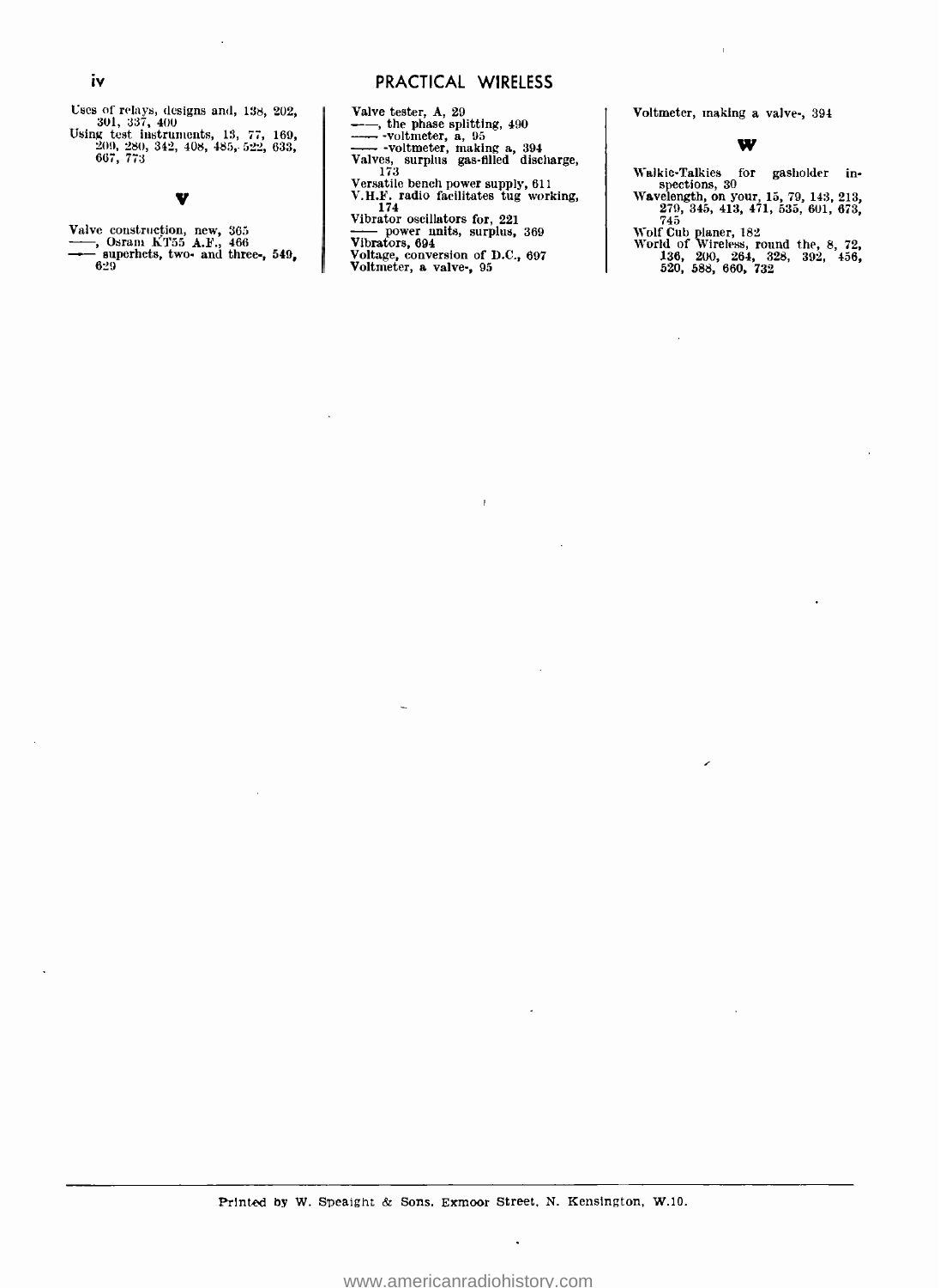Uses of relays, designs and, 138, 202, 301, 337, 400
Using test instruments, 13, 77, 169, 209, 280, 342, 408, 485, 522, 633, 667, 773

## V

Valve construction, new, 365
——, Osram KT55 A.F., 466
—— superhets, two- and three-, 549, 629

Valve tester, A, 29
——, the phase splitting, 490
—— -voltmeter, a, 95
—— -voltmeter, making a, 394
Valves, surplus gas-filled discharge, 173
Versatile bench power supply, 611
V.H.F. radio facilitates tug working, 174
Vibrator oscillators for, 221
—— power units, surplus, 369
Vibrators, 694
Voltage, conversion of D.C., 697
Voltmeter, a valve-, 95

Voltmeter, making a valve-, 394

## W

Walkie-Talkies for gasholder inspections, 30
Wavelength, on your, 15, 79, 143, 213, 279, 345, 413, 471, 535, 601, 673, 745
Wolf Cub planer, 182
World of Wireless, round the, 8, 72, 136, 200, 264, 328, 392, 456, 520, 588, 660, 732

Printed by W. Speaight & Sons, Exmoor Street, N. Kensington, W.10.